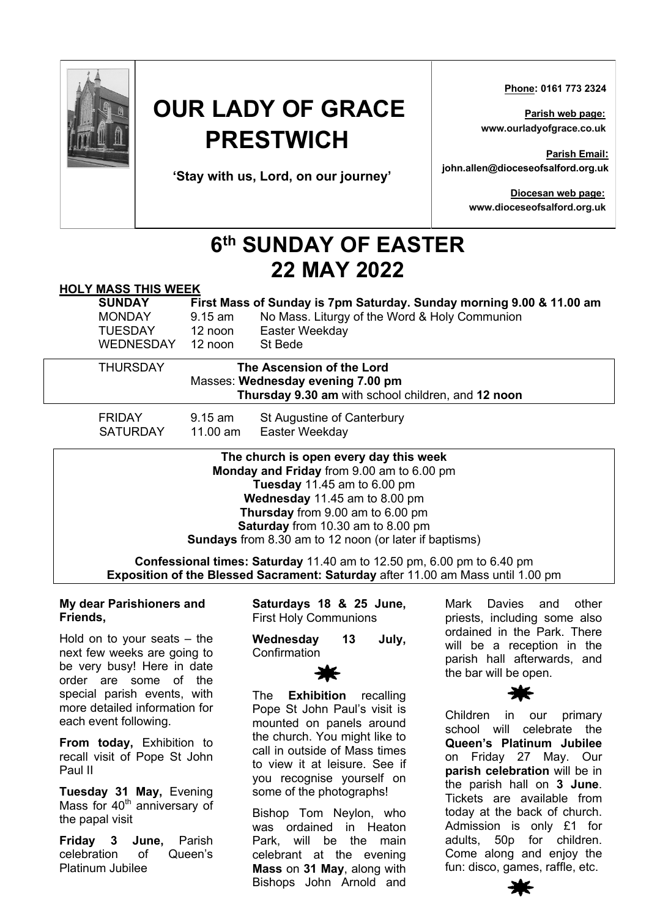# OUR LADY OF GRACE PRESTWICH

**'Stay with us, Lord, on our journey'**

**Phone: 0161 773 2324**

**Parish web page:** www.ourladyofgrace.co.uk

**Parish Email:** john.allen@dioceseofsalford.org.uk

**Diocesan web page:** www.dioceseofsalford.org.uk

# 6th SUNDAY OF EASTER 22 MAY 2022

## HOLY MASS THIS WEEK

| | | |
|---|---|---|
| **SUNDAY** | **First Mass of Sunday is 7pm Saturday. Sunday morning 9.00 & 11.00 am** | |
| MONDAY | 9.15 am | No Mass. Liturgy of the Word & Holy Communion |
| TUESDAY | 12 noon | Easter Weekday |
| WEDNESDAY | 12 noon | St Bede |
| THURSDAY | **The Ascension of the Lord** Masses: **Wednesday evening 7.00 pm**, **Thursday 9.30 am** with school children, and **12 noon** | |
| FRIDAY | 9.15 am | St Augustine of Canterbury |
| SATURDAY | 11.00 am | Easter Weekday |

**The church is open every day this week**
**Monday and Friday** from 9.00 am to 6.00 pm
**Tuesday** 11.45 am to 6.00 pm
**Wednesday** 11.45 am to 8.00 pm
**Thursday** from 9.00 am to 6.00 pm
**Saturday** from 10.30 am to 8.00 pm
**Sundays** from 8.30 am to 12 noon (or later if baptisms)

**Confessional times: Saturday** 11.40 am to 12.50 pm, 6.00 pm to 6.40 pm
**Exposition of the Blessed Sacrament: Saturday** after 11.00 am Mass until 1.00 pm

**My dear Parishioners and Friends,**

Hold on to your seats – the next few weeks are going to be very busy! Here in date order are some of the special parish events, with more detailed information for each event following.

**From today,** Exhibition to recall visit of Pope St John Paul II

**Tuesday 31 May,** Evening Mass for 40th anniversary of the papal visit

**Friday 3 June,** Parish celebration of Queen's Platinum Jubilee

**Saturdays 18 & 25 June,** First Holy Communions

**Wednesday 13 July,** Confirmation

✸

The **Exhibition** recalling Pope St John Paul's visit is mounted on panels around the church. You might like to call in outside of Mass times to view it at leisure. See if you recognise yourself on some of the photographs!

Bishop Tom Neylon, who was ordained in Heaton Park, will be the main celebrant at the evening **Mass** on **31 May**, along with Bishops John Arnold and Mark Davies and other priests, including some also ordained in the Park. There will be a reception in the parish hall afterwards, and the bar will be open.

✸

Children in our primary school will celebrate the **Queen's Platinum Jubilee** on Friday 27 May. Our **parish celebration** will be in the parish hall on **3 June**. Tickets are available from today at the back of church. Admission is only £1 for adults, 50p for children. Come along and enjoy the fun: disco, games, raffle, etc.

✸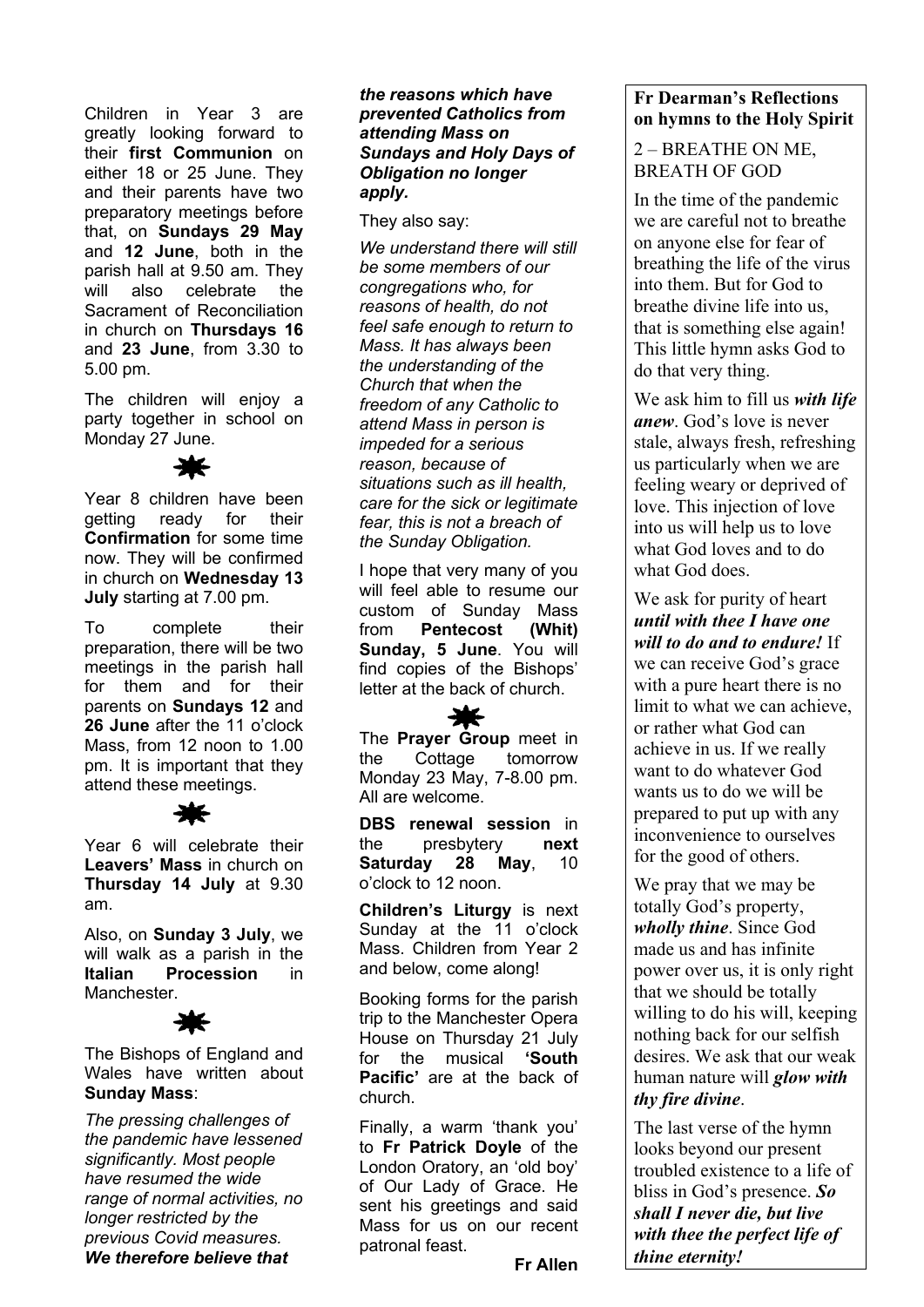Children in Year 3 are greatly looking forward to their **first Communion** on either 18 or 25 June. They and their parents have two preparatory meetings before that, on **Sundays 29 May** and **12 June**, both in the parish hall at 9.50 am. They will also celebrate the Sacrament of Reconciliation in church on **Thursdays 16** and **23 June**, from 3.30 to 5.00 pm.

The children will enjoy a party together in school on Monday 27 June.

Year 8 children have been getting ready for their **Confirmation** for some time now. They will be confirmed in church on **Wednesday 13 July** starting at 7.00 pm.

To complete their preparation, there will be two meetings in the parish hall for them and for their parents on **Sundays 12** and **26 June** after the 11 o'clock Mass, from 12 noon to 1.00 pm. It is important that they attend these meetings.

Year 6 will celebrate their **Leavers' Mass** in church on **Thursday 14 July** at 9.30 am.

Also, on **Sunday 3 July**, we will walk as a parish in the **Italian Procession** in Manchester.

The Bishops of England and Wales have written about **Sunday Mass**:

*The pressing challenges of the pandemic have lessened significantly. Most people have resumed the wide range of normal activities, no longer restricted by the previous Covid measures.* ***We therefore believe that the reasons which have prevented Catholics from attending Mass on Sundays and Holy Days of Obligation no longer apply.***

They also say:

*We understand there will still be some members of our congregations who, for reasons of health, do not feel safe enough to return to Mass. It has always been the understanding of the Church that when the freedom of any Catholic to attend Mass in person is impeded for a serious reason, because of situations such as ill health, care for the sick or legitimate fear, this is not a breach of the Sunday Obligation.*

I hope that very many of you will feel able to resume our custom of Sunday Mass from **Pentecost (Whit) Sunday, 5 June**. You will find copies of the Bishops' letter at the back of church.

The **Prayer Group** meet in the Cottage tomorrow Monday 23 May, 7-8.00 pm. All are welcome.

**DBS renewal session** in the presbytery **next Saturday 28 May**, 10 o'clock to 12 noon.

**Children's Liturgy** is next Sunday at the 11 o'clock Mass. Children from Year 2 and below, come along!

Booking forms for the parish trip to the Manchester Opera House on Thursday 21 July for the musical **'South Pacific'** are at the back of church.

Finally, a warm 'thank you' to **Fr Patrick Doyle** of the London Oratory, an 'old boy' of Our Lady of Grace. He sent his greetings and said Mass for us on our recent patronal feast.

**Fr Allen**

**Fr Dearman's Reflections on hymns to the Holy Spirit**

2 – BREATHE ON ME, BREATH OF GOD

In the time of the pandemic we are careful not to breathe on anyone else for fear of breathing the life of the virus into them. But for God to breathe divine life into us, that is something else again! This little hymn asks God to do that very thing.

We ask him to fill us ***with life anew***. God's love is never stale, always fresh, refreshing us particularly when we are feeling weary or deprived of love. This injection of love into us will help us to love what God loves and to do what God does.

We ask for purity of heart ***until with thee I have one will to do and to endure!*** If we can receive God's grace with a pure heart there is no limit to what we can achieve, or rather what God can achieve in us. If we really want to do whatever God wants us to do we will be prepared to put up with any inconvenience to ourselves for the good of others.

We pray that we may be totally God's property, ***wholly thine***. Since God made us and has infinite power over us, it is only right that we should be totally willing to do his will, keeping nothing back for our selfish desires. We ask that our weak human nature will ***glow with thy fire divine***.

The last verse of the hymn looks beyond our present troubled existence to a life of bliss in God's presence. ***So shall I never die, but live with thee the perfect life of thine eternity!***